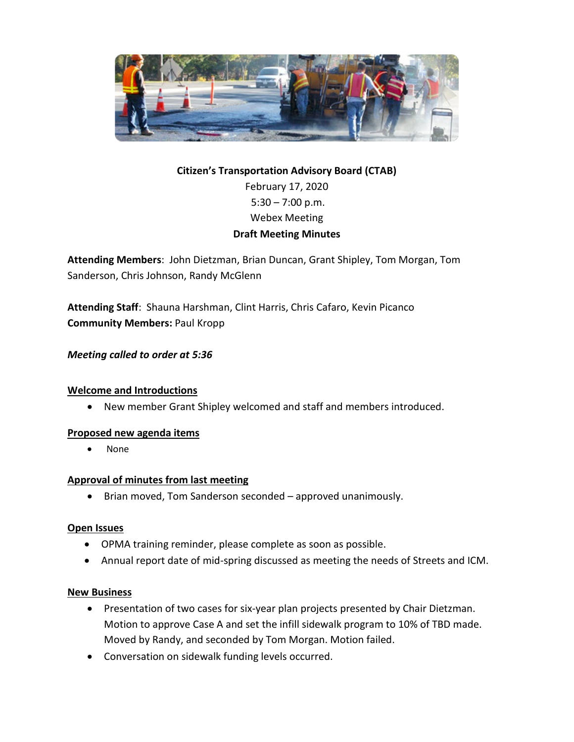**Citizen's Transportation Advisory Board (CTAB)**
February 17, 2020
5:30 – 7:00 p.m.
Webex Meeting
**Draft Meeting Minutes**

**Attending Members**: John Dietzman, Brian Duncan, Grant Shipley, Tom Morgan, Tom Sanderson, Chris Johnson, Randy McGlenn

**Attending Staff**: Shauna Harshman, Clint Harris, Chris Cafaro, Kevin Picanco
**Community Members:** Paul Kropp

***Meeting called to order at 5:36***

**Welcome and Introductions**

- New member Grant Shipley welcomed and staff and members introduced.

**Proposed new agenda items**

- None

**Approval of minutes from last meeting**

- Brian moved, Tom Sanderson seconded – approved unanimously.

**Open Issues**

- OPMA training reminder, please complete as soon as possible.
- Annual report date of mid-spring discussed as meeting the needs of Streets and ICM.

**New Business**

- Presentation of two cases for six-year plan projects presented by Chair Dietzman. Motion to approve Case A and set the infill sidewalk program to 10% of TBD made. Moved by Randy, and seconded by Tom Morgan. Motion failed.
- Conversation on sidewalk funding levels occurred.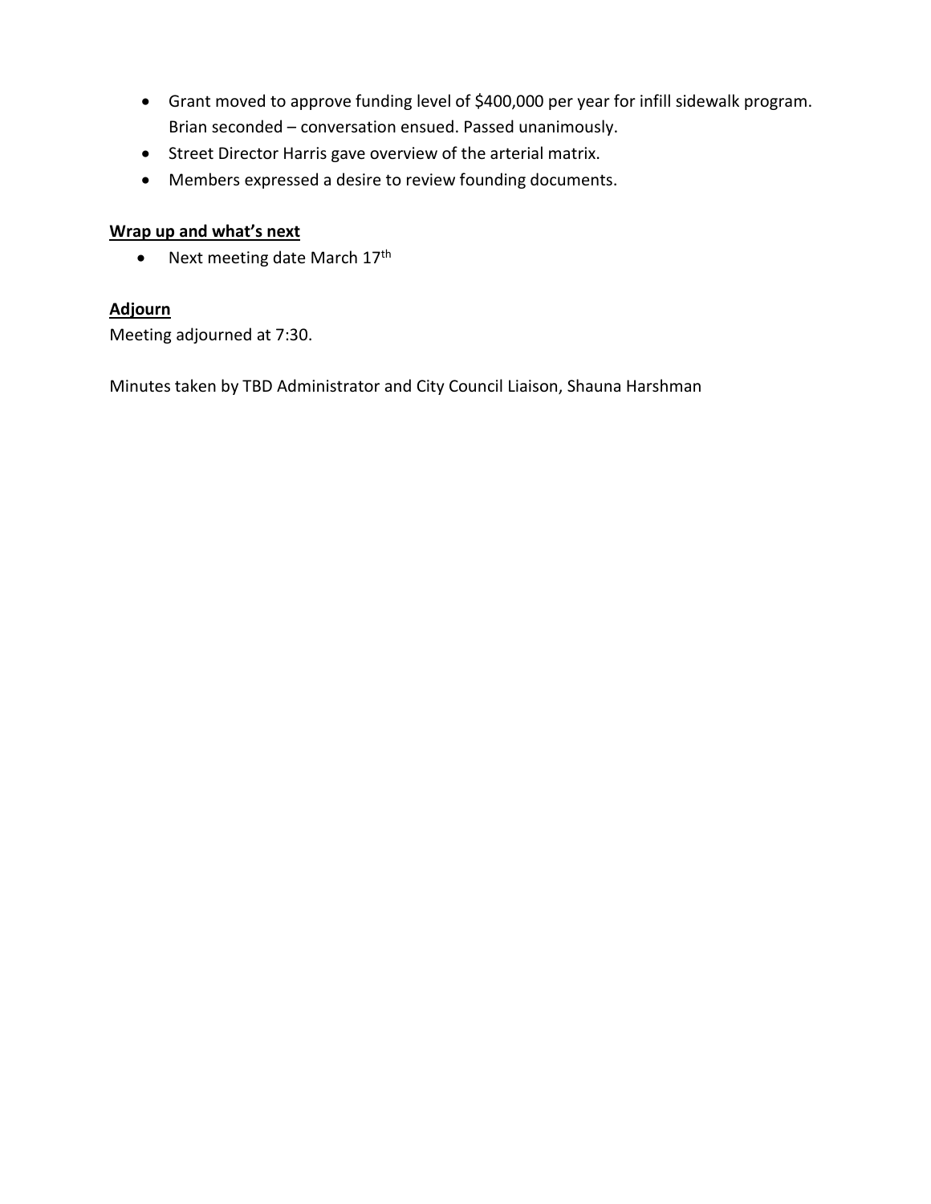- Grant moved to approve funding level of $400,000 per year for infill sidewalk program. Brian seconded – conversation ensued. Passed unanimously.
- Street Director Harris gave overview of the arterial matrix.
- Members expressed a desire to review founding documents.

**Wrap up and what's next**

- Next meeting date March 17th

**Adjourn**

Meeting adjourned at 7:30.

Minutes taken by TBD Administrator and City Council Liaison, Shauna Harshman